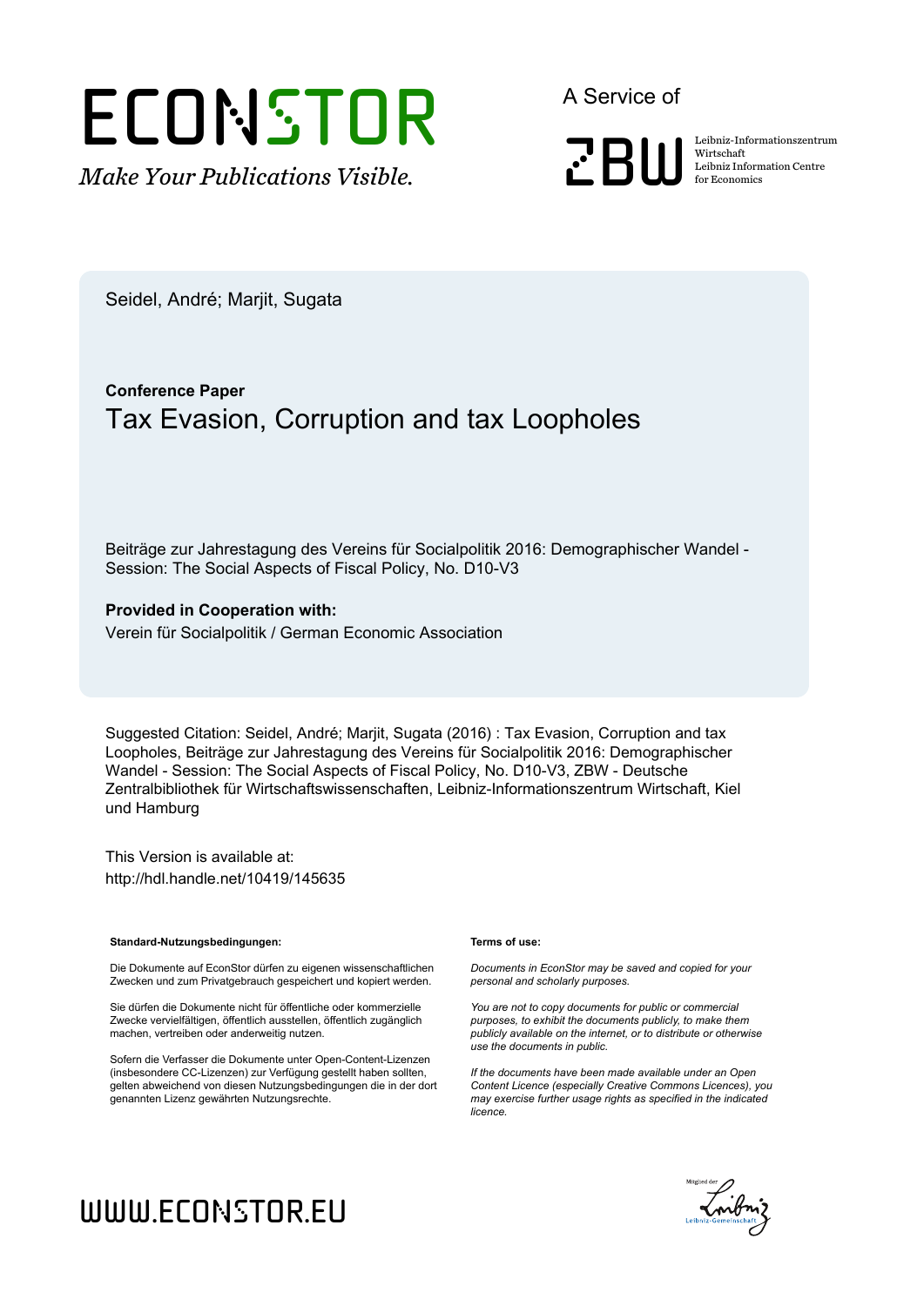ECONSTOR

*Make Your Publications Visible.*

A Service of

ZBW

Leibniz-Informationszentrum Wirtschaft
Leibniz Information Centre for Economics

Seidel, André; Marjit, Sugata

**Conference Paper**

# Tax Evasion, Corruption and tax Loopholes

Beiträge zur Jahrestagung des Vereins für Socialpolitik 2016: Demographischer Wandel - Session: The Social Aspects of Fiscal Policy, No. D10-V3

**Provided in Cooperation with:**

Verein für Socialpolitik / German Economic Association

Suggested Citation: Seidel, André; Marjit, Sugata (2016) : Tax Evasion, Corruption and tax Loopholes, Beiträge zur Jahrestagung des Vereins für Socialpolitik 2016: Demographischer Wandel - Session: The Social Aspects of Fiscal Policy, No. D10-V3, ZBW - Deutsche Zentralbibliothek für Wirtschaftswissenschaften, Leibniz-Informationszentrum Wirtschaft, Kiel und Hamburg

This Version is available at:
http://hdl.handle.net/10419/145635

**Standard-Nutzungsbedingungen:**

Die Dokumente auf EconStor dürfen zu eigenen wissenschaftlichen Zwecken und zum Privatgebrauch gespeichert und kopiert werden.

Sie dürfen die Dokumente nicht für öffentliche oder kommerzielle Zwecke vervielfältigen, öffentlich ausstellen, öffentlich zugänglich machen, vertreiben oder anderweitig nutzen.

Sofern die Verfasser die Dokumente unter Open-Content-Lizenzen (insbesondere CC-Lizenzen) zur Verfügung gestellt haben sollten, gelten abweichend von diesen Nutzungsbedingungen die in der dort genannten Lizenz gewährten Nutzungsrechte.

**Terms of use:**

*Documents in EconStor may be saved and copied for your personal and scholarly purposes.*

*You are not to copy documents for public or commercial purposes, to exhibit the documents publicly, to make them publicly available on the internet, or to distribute or otherwise use the documents in public.*

*If the documents have been made available under an Open Content Licence (especially Creative Commons Licences), you may exercise further usage rights as specified in the indicated licence.*

WWW.ECONSTOR.EU

Mitglied der Leibniz-Gemeinschaft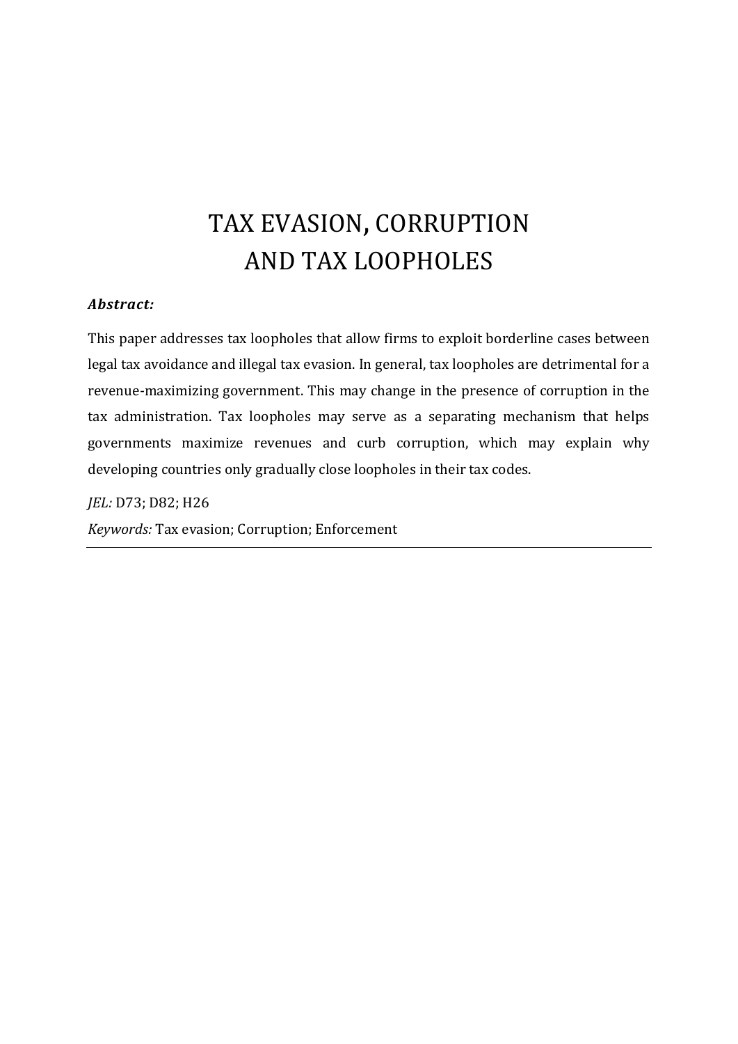# TAX EVASION, CORRUPTION AND TAX LOOPHOLES

***Abstract:***

This paper addresses tax loopholes that allow firms to exploit borderline cases between legal tax avoidance and illegal tax evasion. In general, tax loopholes are detrimental for a revenue-maximizing government. This may change in the presence of corruption in the tax administration. Tax loopholes may serve as a separating mechanism that helps governments maximize revenues and curb corruption, which may explain why developing countries only gradually close loopholes in their tax codes.

*JEL:* D73; D82; H26

*Keywords:* Tax evasion; Corruption; Enforcement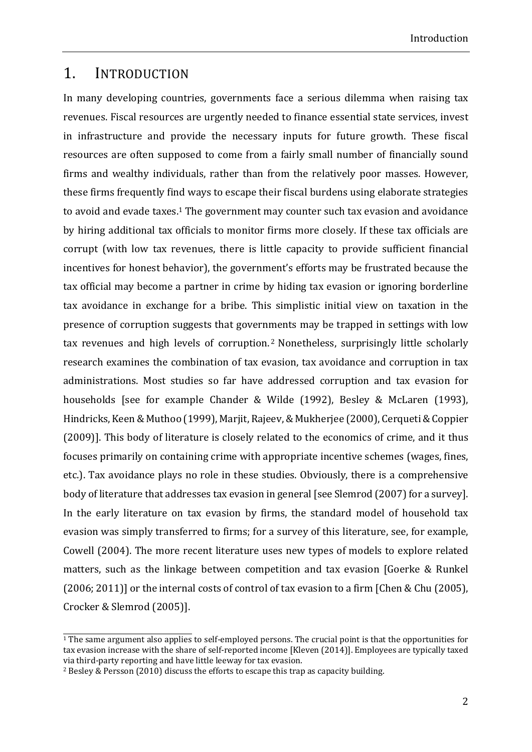# 1. INTRODUCTION

In many developing countries, governments face a serious dilemma when raising tax revenues. Fiscal resources are urgently needed to finance essential state services, invest in infrastructure and provide the necessary inputs for future growth. These fiscal resources are often supposed to come from a fairly small number of financially sound firms and wealthy individuals, rather than from the relatively poor masses. However, these firms frequently find ways to escape their fiscal burdens using elaborate strategies to avoid and evade taxes.[1] The government may counter such tax evasion and avoidance by hiring additional tax officials to monitor firms more closely. If these tax officials are corrupt (with low tax revenues, there is little capacity to provide sufficient financial incentives for honest behavior), the government's efforts may be frustrated because the tax official may become a partner in crime by hiding tax evasion or ignoring borderline tax avoidance in exchange for a bribe. This simplistic initial view on taxation in the presence of corruption suggests that governments may be trapped in settings with low tax revenues and high levels of corruption.[2] Nonetheless, surprisingly little scholarly research examines the combination of tax evasion, tax avoidance and corruption in tax administrations. Most studies so far have addressed corruption and tax evasion for households [see for example Chander & Wilde (1992), Besley & McLaren (1993), Hindricks, Keen & Muthoo (1999), Marjit, Rajeev, & Mukherjee (2000), Cerqueti & Coppier (2009)]. This body of literature is closely related to the economics of crime, and it thus focuses primarily on containing crime with appropriate incentive schemes (wages, fines, etc.). Tax avoidance plays no role in these studies. Obviously, there is a comprehensive body of literature that addresses tax evasion in general [see Slemrod (2007) for a survey]. In the early literature on tax evasion by firms, the standard model of household tax evasion was simply transferred to firms; for a survey of this literature, see, for example, Cowell (2004). The more recent literature uses new types of models to explore related matters, such as the linkage between competition and tax evasion [Goerke & Runkel (2006; 2011)] or the internal costs of control of tax evasion to a firm [Chen & Chu (2005), Crocker & Slemrod (2005)].

---

[1] The same argument also applies to self-employed persons. The crucial point is that the opportunities for tax evasion increase with the share of self-reported income [Kleven (2014)]. Employees are typically taxed via third-party reporting and have little leeway for tax evasion.

[2] Besley & Persson (2010) discuss the efforts to escape this trap as capacity building.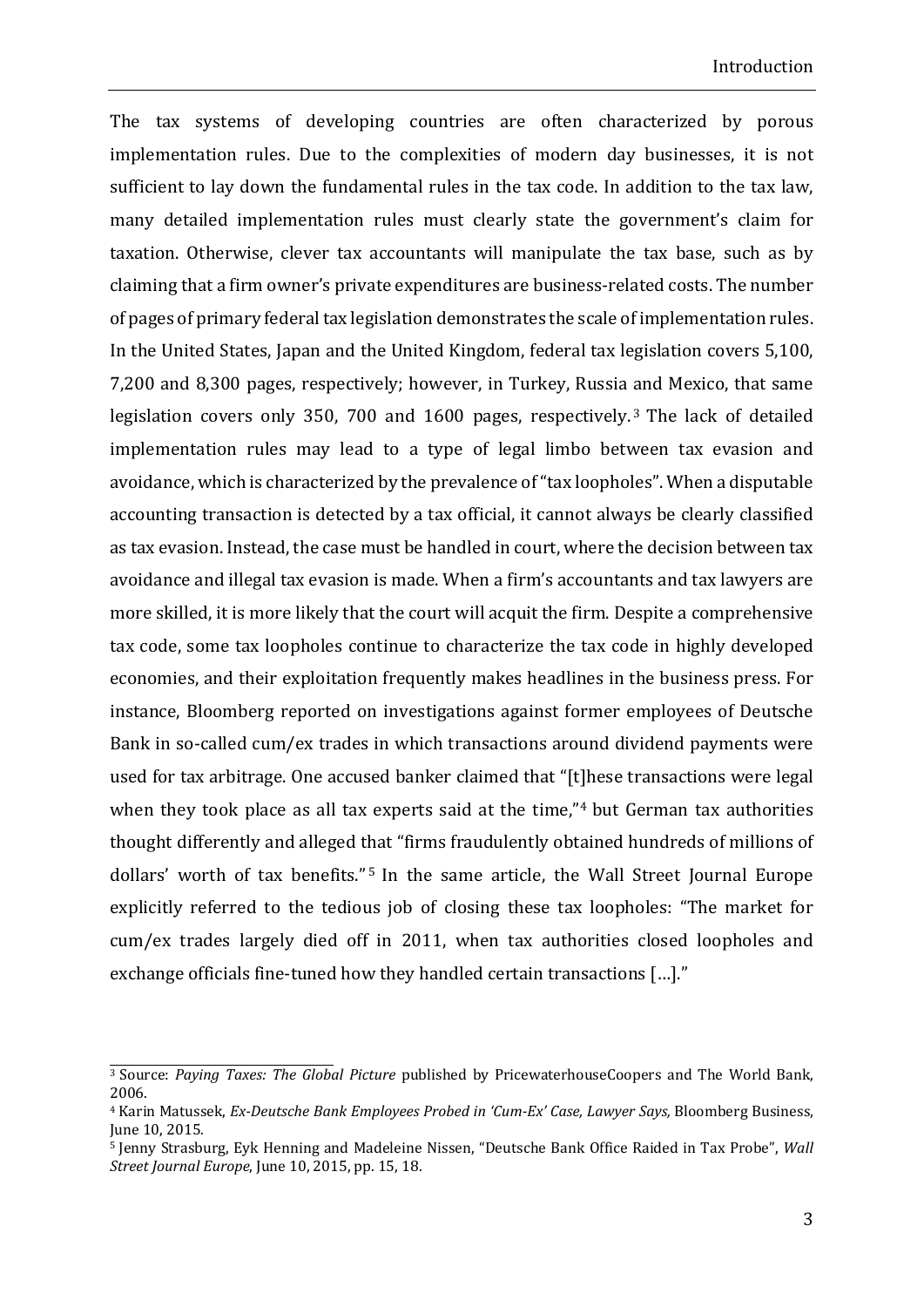The tax systems of developing countries are often characterized by porous implementation rules. Due to the complexities of modern day businesses, it is not sufficient to lay down the fundamental rules in the tax code. In addition to the tax law, many detailed implementation rules must clearly state the government's claim for taxation. Otherwise, clever tax accountants will manipulate the tax base, such as by claiming that a firm owner's private expenditures are business-related costs. The number of pages of primary federal tax legislation demonstrates the scale of implementation rules. In the United States, Japan and the United Kingdom, federal tax legislation covers 5,100, 7,200 and 8,300 pages, respectively; however, in Turkey, Russia and Mexico, that same legislation covers only 350, 700 and 1600 pages, respectively.[3] The lack of detailed implementation rules may lead to a type of legal limbo between tax evasion and avoidance, which is characterized by the prevalence of "tax loopholes". When a disputable accounting transaction is detected by a tax official, it cannot always be clearly classified as tax evasion. Instead, the case must be handled in court, where the decision between tax avoidance and illegal tax evasion is made. When a firm's accountants and tax lawyers are more skilled, it is more likely that the court will acquit the firm. Despite a comprehensive tax code, some tax loopholes continue to characterize the tax code in highly developed economies, and their exploitation frequently makes headlines in the business press. For instance, Bloomberg reported on investigations against former employees of Deutsche Bank in so-called cum/ex trades in which transactions around dividend payments were used for tax arbitrage. One accused banker claimed that "[t]hese transactions were legal when they took place as all tax experts said at the time,"[4] but German tax authorities thought differently and alleged that "firms fraudulently obtained hundreds of millions of dollars' worth of tax benefits."[5] In the same article, the Wall Street Journal Europe explicitly referred to the tedious job of closing these tax loopholes: "The market for cum/ex trades largely died off in 2011, when tax authorities closed loopholes and exchange officials fine-tuned how they handled certain transactions […]."

---

[3] Source: *Paying Taxes: The Global Picture* published by PricewaterhouseCoopers and The World Bank, 2006.

[4] Karin Matussek, *Ex-Deutsche Bank Employees Probed in 'Cum-Ex' Case, Lawyer Says,* Bloomberg Business, June 10, 2015.

[5] Jenny Strasburg, Eyk Henning and Madeleine Nissen, "Deutsche Bank Office Raided in Tax Probe", *Wall Street Journal Europe*, June 10, 2015, pp. 15, 18.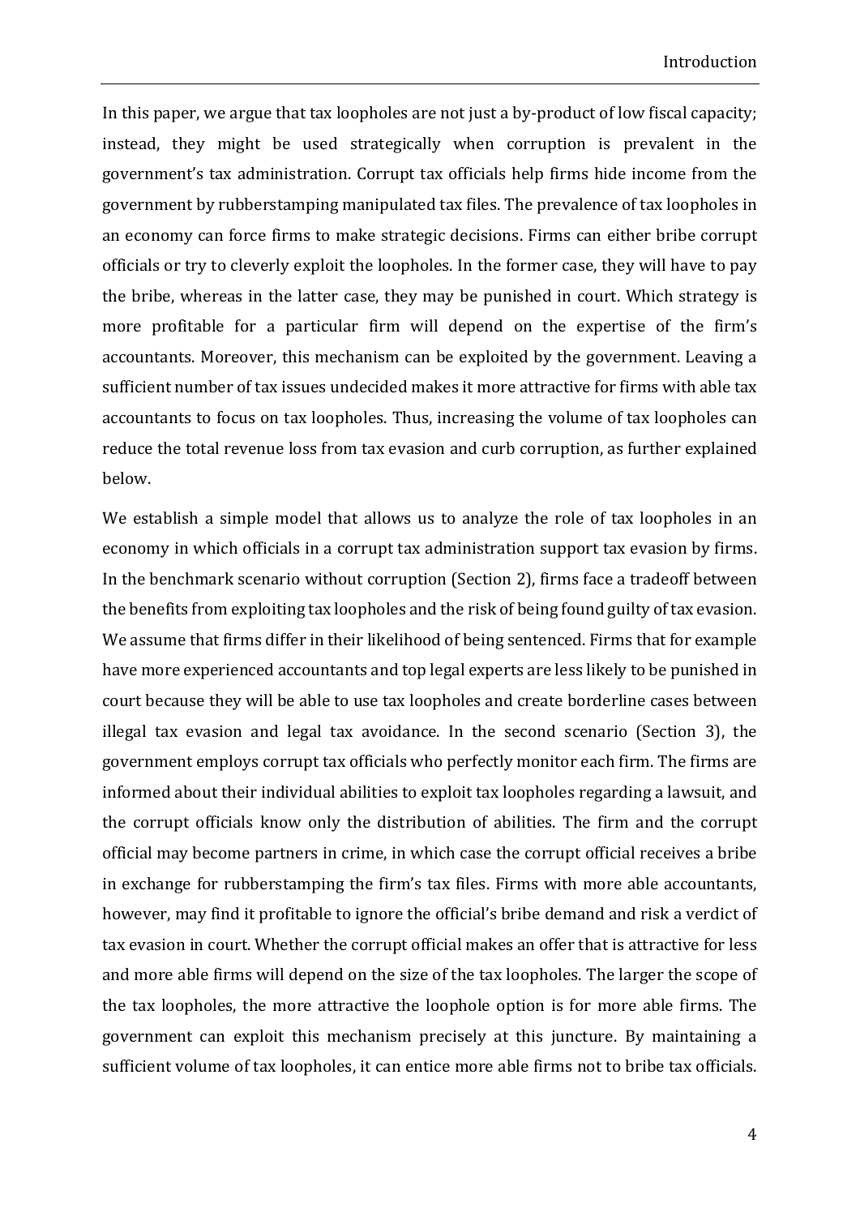In this paper, we argue that tax loopholes are not just a by-product of low fiscal capacity; instead, they might be used strategically when corruption is prevalent in the government's tax administration. Corrupt tax officials help firms hide income from the government by rubberstamping manipulated tax files. The prevalence of tax loopholes in an economy can force firms to make strategic decisions. Firms can either bribe corrupt officials or try to cleverly exploit the loopholes. In the former case, they will have to pay the bribe, whereas in the latter case, they may be punished in court. Which strategy is more profitable for a particular firm will depend on the expertise of the firm's accountants. Moreover, this mechanism can be exploited by the government. Leaving a sufficient number of tax issues undecided makes it more attractive for firms with able tax accountants to focus on tax loopholes. Thus, increasing the volume of tax loopholes can reduce the total revenue loss from tax evasion and curb corruption, as further explained below.

We establish a simple model that allows us to analyze the role of tax loopholes in an economy in which officials in a corrupt tax administration support tax evasion by firms. In the benchmark scenario without corruption (Section 2), firms face a tradeoff between the benefits from exploiting tax loopholes and the risk of being found guilty of tax evasion. We assume that firms differ in their likelihood of being sentenced. Firms that for example have more experienced accountants and top legal experts are less likely to be punished in court because they will be able to use tax loopholes and create borderline cases between illegal tax evasion and legal tax avoidance. In the second scenario (Section 3), the government employs corrupt tax officials who perfectly monitor each firm. The firms are informed about their individual abilities to exploit tax loopholes regarding a lawsuit, and the corrupt officials know only the distribution of abilities. The firm and the corrupt official may become partners in crime, in which case the corrupt official receives a bribe in exchange for rubberstamping the firm's tax files. Firms with more able accountants, however, may find it profitable to ignore the official's bribe demand and risk a verdict of tax evasion in court. Whether the corrupt official makes an offer that is attractive for less and more able firms will depend on the size of the tax loopholes. The larger the scope of the tax loopholes, the more attractive the loophole option is for more able firms. The government can exploit this mechanism precisely at this juncture. By maintaining a sufficient volume of tax loopholes, it can entice more able firms not to bribe tax officials.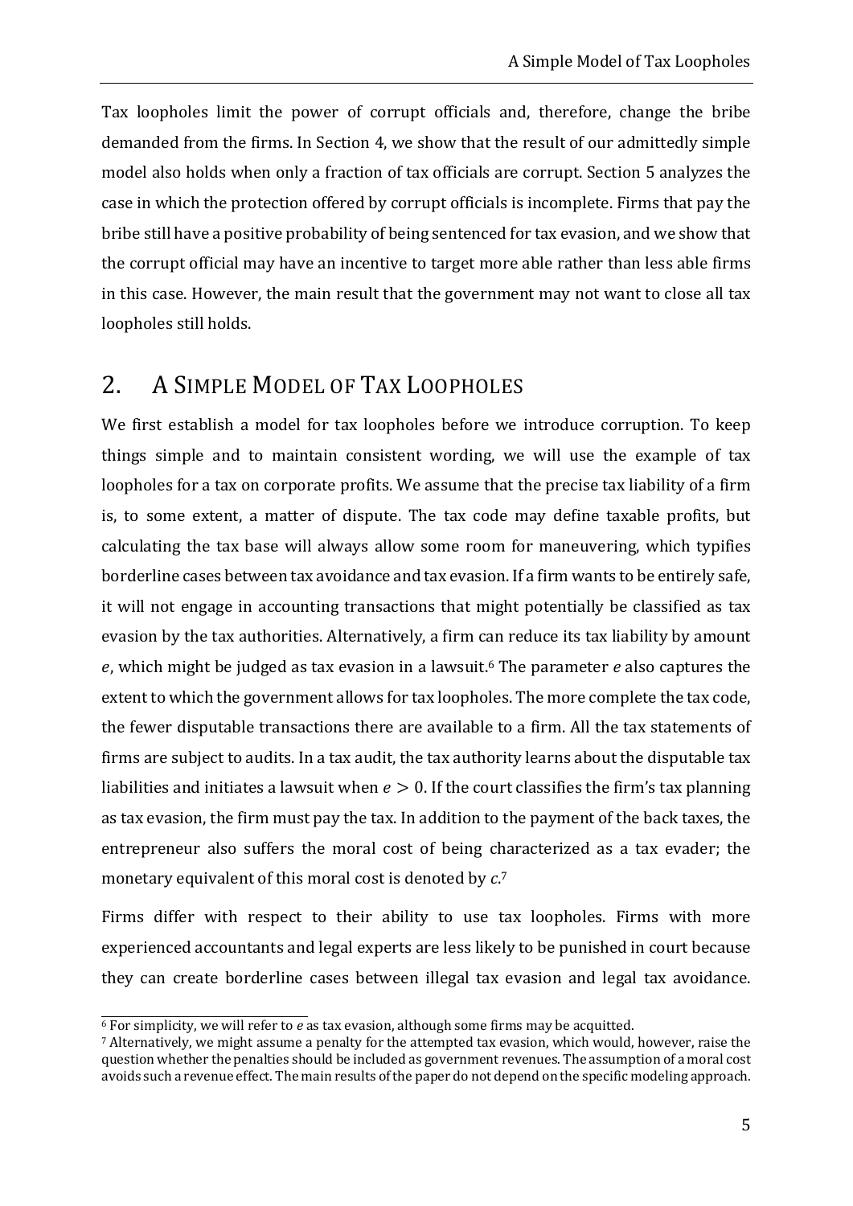Tax loopholes limit the power of corrupt officials and, therefore, change the bribe demanded from the firms. In Section 4, we show that the result of our admittedly simple model also holds when only a fraction of tax officials are corrupt. Section 5 analyzes the case in which the protection offered by corrupt officials is incomplete. Firms that pay the bribe still have a positive probability of being sentenced for tax evasion, and we show that the corrupt official may have an incentive to target more able rather than less able firms in this case. However, the main result that the government may not want to close all tax loopholes still holds.

## 2. A Simple Model of Tax Loopholes

We first establish a model for tax loopholes before we introduce corruption. To keep things simple and to maintain consistent wording, we will use the example of tax loopholes for a tax on corporate profits. We assume that the precise tax liability of a firm is, to some extent, a matter of dispute. The tax code may define taxable profits, but calculating the tax base will always allow some room for maneuvering, which typifies borderline cases between tax avoidance and tax evasion. If a firm wants to be entirely safe, it will not engage in accounting transactions that might potentially be classified as tax evasion by the tax authorities. Alternatively, a firm can reduce its tax liability by amount $e$, which might be judged as tax evasion in a lawsuit.[6] The parameter $e$ also captures the extent to which the government allows for tax loopholes. The more complete the tax code, the fewer disputable transactions there are available to a firm. All the tax statements of firms are subject to audits. In a tax audit, the tax authority learns about the disputable tax liabilities and initiates a lawsuit when $e > 0$. If the court classifies the firm's tax planning as tax evasion, the firm must pay the tax. In addition to the payment of the back taxes, the entrepreneur also suffers the moral cost of being characterized as a tax evader; the monetary equivalent of this moral cost is denoted by $c$.[7]

Firms differ with respect to their ability to use tax loopholes. Firms with more experienced accountants and legal experts are less likely to be punished in court because they can create borderline cases between illegal tax evasion and legal tax avoidance.

---

[6] For simplicity, we will refer to $e$ as tax evasion, although some firms may be acquitted.

[7] Alternatively, we might assume a penalty for the attempted tax evasion, which would, however, raise the question whether the penalties should be included as government revenues. The assumption of a moral cost avoids such a revenue effect. The main results of the paper do not depend on the specific modeling approach.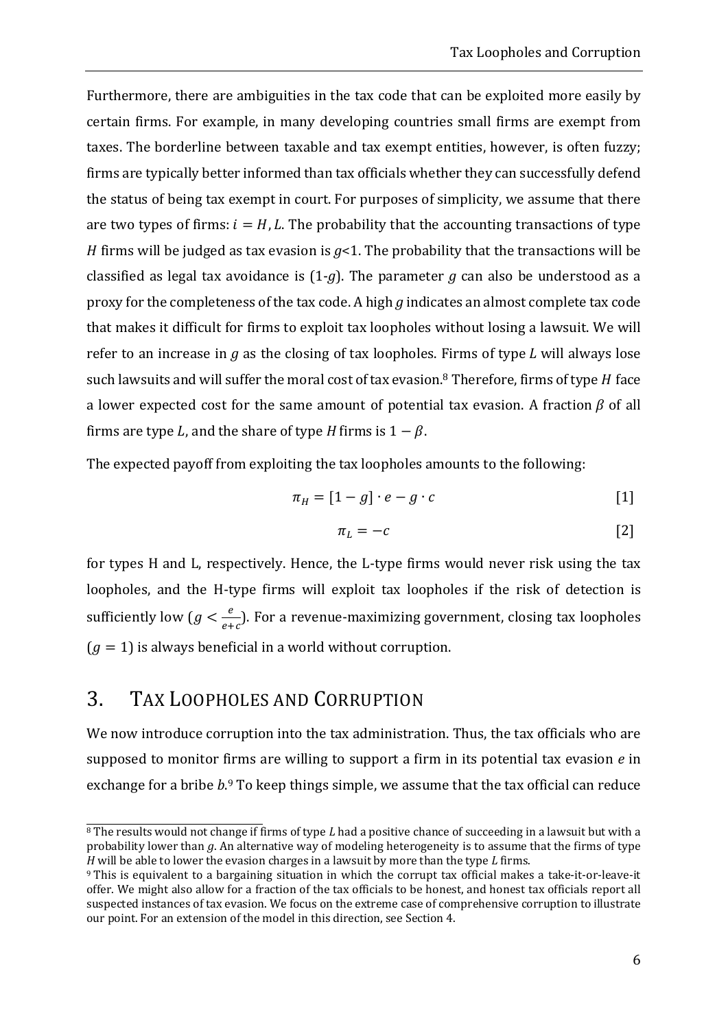Furthermore, there are ambiguities in the tax code that can be exploited more easily by certain firms. For example, in many developing countries small firms are exempt from taxes. The borderline between taxable and tax exempt entities, however, is often fuzzy; firms are typically better informed than tax officials whether they can successfully defend the status of being tax exempt in court. For purposes of simplicity, we assume that there are two types of firms: $i = H, L$. The probability that the accounting transactions of type $H$ firms will be judged as tax evasion is $g$<1. The probability that the transactions will be classified as legal tax avoidance is (1-$g$). The parameter $g$ can also be understood as a proxy for the completeness of the tax code. A high $g$ indicates an almost complete tax code that makes it difficult for firms to exploit tax loopholes without losing a lawsuit. We will refer to an increase in $g$ as the closing of tax loopholes. Firms of type $L$ will always lose such lawsuits and will suffer the moral cost of tax evasion.[8] Therefore, firms of type $H$ face a lower expected cost for the same amount of potential tax evasion. A fraction $\beta$ of all firms are type $L$, and the share of type $H$ firms is $1 - \beta$.

The expected payoff from exploiting the tax loopholes amounts to the following:

$$\pi_H = [1 - g] \cdot e - g \cdot c \qquad [1]$$

$$\pi_L = -c \qquad [2]$$

for types H and L, respectively. Hence, the L-type firms would never risk using the tax loopholes, and the H-type firms will exploit tax loopholes if the risk of detection is sufficiently low ($g < \frac{e}{e+c}$). For a revenue-maximizing government, closing tax loopholes ($g = 1$) is always beneficial in a world without corruption.

## 3. Tax Loopholes and Corruption

We now introduce corruption into the tax administration. Thus, the tax officials who are supposed to monitor firms are willing to support a firm in its potential tax evasion $e$ in exchange for a bribe $b$.[9] To keep things simple, we assume that the tax official can reduce

---

[8] The results would not change if firms of type $L$ had a positive chance of succeeding in a lawsuit but with a probability lower than $g$. An alternative way of modeling heterogeneity is to assume that the firms of type $H$ will be able to lower the evasion charges in a lawsuit by more than the type $L$ firms.

[9] This is equivalent to a bargaining situation in which the corrupt tax official makes a take-it-or-leave-it offer. We might also allow for a fraction of the tax officials to be honest, and honest tax officials report all suspected instances of tax evasion. We focus on the extreme case of comprehensive corruption to illustrate our point. For an extension of the model in this direction, see Section 4.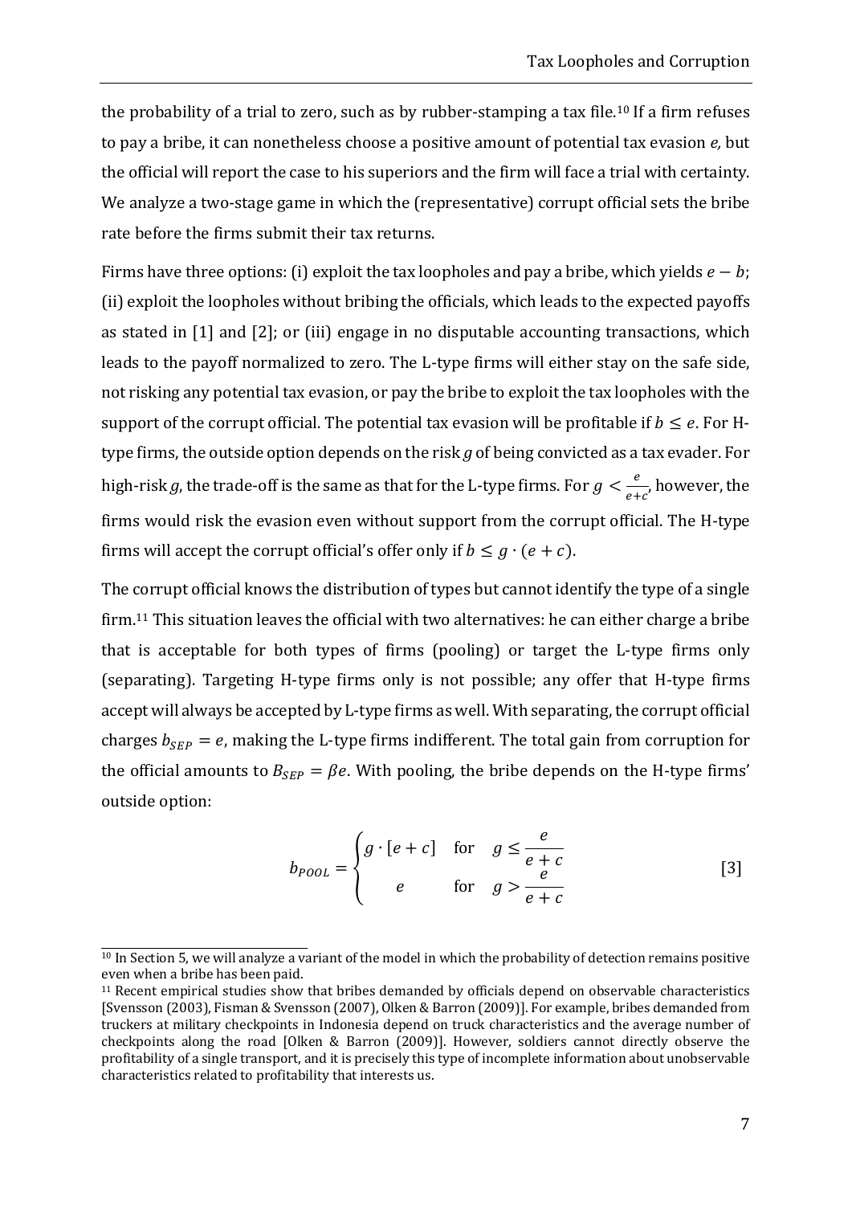the probability of a trial to zero, such as by rubber-stamping a tax file.[10] If a firm refuses to pay a bribe, it can nonetheless choose a positive amount of potential tax evasion *e,* but the official will report the case to his superiors and the firm will face a trial with certainty. We analyze a two-stage game in which the (representative) corrupt official sets the bribe rate before the firms submit their tax returns.

Firms have three options: (i) exploit the tax loopholes and pay a bribe, which yields $e - b$; (ii) exploit the loopholes without bribing the officials, which leads to the expected payoffs as stated in [1] and [2]; or (iii) engage in no disputable accounting transactions, which leads to the payoff normalized to zero. The L-type firms will either stay on the safe side, not risking any potential tax evasion, or pay the bribe to exploit the tax loopholes with the support of the corrupt official. The potential tax evasion will be profitable if $b \leq e$. For H-type firms, the outside option depends on the risk $g$ of being convicted as a tax evader. For high-risk $g$, the trade-off is the same as that for the L-type firms. For $g < \frac{e}{e+c}$, however, the firms would risk the evasion even without support from the corrupt official. The H-type firms will accept the corrupt official's offer only if $b \leq g \cdot (e + c)$.

The corrupt official knows the distribution of types but cannot identify the type of a single firm.[11] This situation leaves the official with two alternatives: he can either charge a bribe that is acceptable for both types of firms (pooling) or target the L-type firms only (separating). Targeting H-type firms only is not possible; any offer that H-type firms accept will always be accepted by L-type firms as well. With separating, the corrupt official charges $b_{SEP} = e$, making the L-type firms indifferent. The total gain from corruption for the official amounts to $B_{SEP} = \beta e$. With pooling, the bribe depends on the H-type firms' outside option:

$$b_{POOL} = \begin{cases} g \cdot [e + c] & \text{for} \quad g \leq \dfrac{e}{e + c} \\ e & \text{for} \quad g > \dfrac{e}{e + c} \end{cases} \tag{3}$$

---

[10] In Section 5, we will analyze a variant of the model in which the probability of detection remains positive even when a bribe has been paid.

[11] Recent empirical studies show that bribes demanded by officials depend on observable characteristics [Svensson (2003), Fisman & Svensson (2007), Olken & Barron (2009)]. For example, bribes demanded from truckers at military checkpoints in Indonesia depend on truck characteristics and the average number of checkpoints along the road [Olken & Barron (2009)]. However, soldiers cannot directly observe the profitability of a single transport, and it is precisely this type of incomplete information about unobservable characteristics related to profitability that interests us.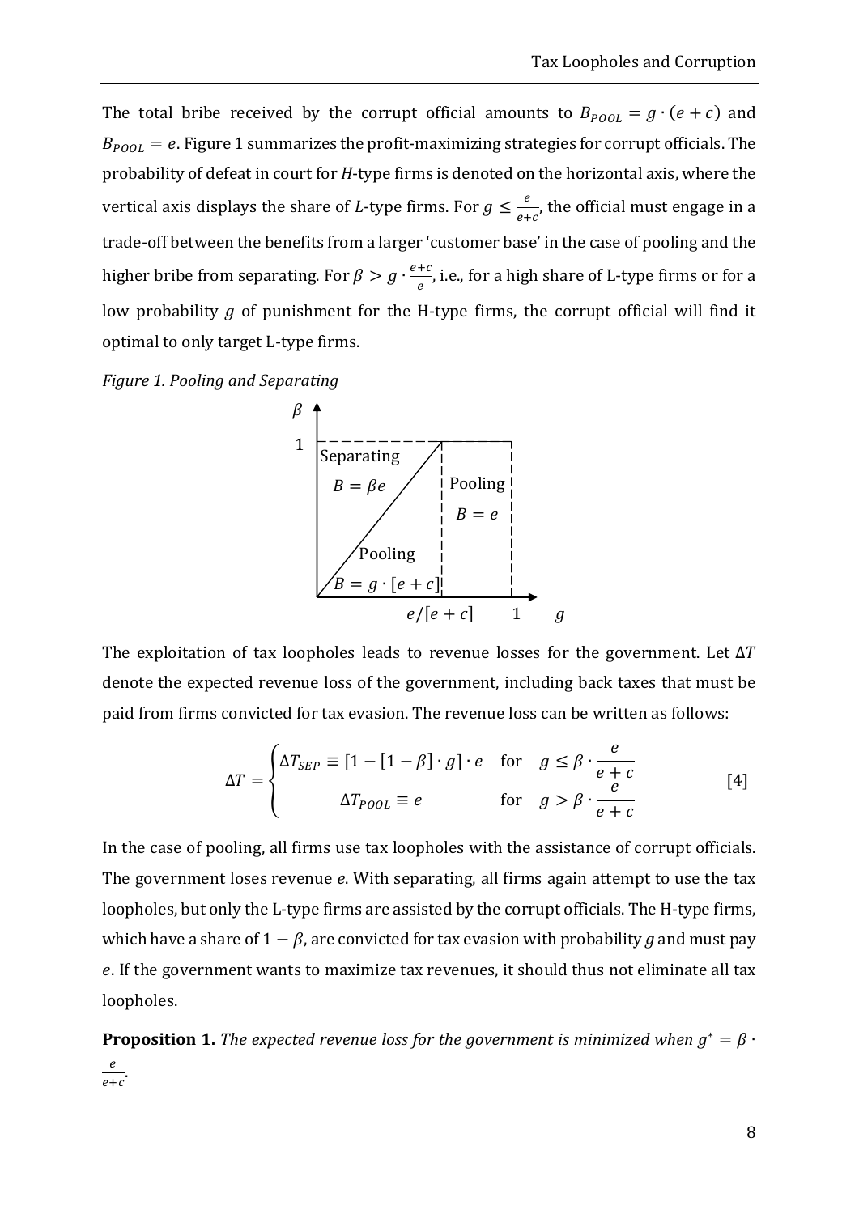The total bribe received by the corrupt official amounts to $B_{POOL} = g \cdot (e + c)$ and $B_{POOL} = e$. Figure 1 summarizes the profit-maximizing strategies for corrupt officials. The probability of defeat in court for *H*-type firms is denoted on the horizontal axis, where the vertical axis displays the share of *L*-type firms. For $g \leq \frac{e}{e+c}$, the official must engage in a trade-off between the benefits from a larger 'customer base' in the case of pooling and the higher bribe from separating. For $\beta > g \cdot \frac{e+c}{e}$, i.e., for a high share of L-type firms or for a low probability $g$ of punishment for the H-type firms, the corrupt official will find it optimal to only target L-type firms.

*Figure 1. Pooling and Separating*

The exploitation of tax loopholes leads to revenue losses for the government. Let $\Delta T$ denote the expected revenue loss of the government, including back taxes that must be paid from firms convicted for tax evasion. The revenue loss can be written as follows:

$$\Delta T = \begin{cases} \Delta T_{SEP} \equiv [1 - [1 - \beta] \cdot g] \cdot e & \text{for} \quad g \leq \beta \cdot \dfrac{e}{e+c} \\ \Delta T_{POOL} \equiv e & \text{for} \quad g > \beta \cdot \dfrac{e}{e+c} \end{cases} \qquad [4]$$

In the case of pooling, all firms use tax loopholes with the assistance of corrupt officials. The government loses revenue *e*. With separating, all firms again attempt to use the tax loopholes, but only the L-type firms are assisted by the corrupt officials. The H-type firms, which have a share of $1 - \beta$, are convicted for tax evasion with probability $g$ and must pay $e$. If the government wants to maximize tax revenues, it should thus not eliminate all tax loopholes.

**Proposition 1.** *The expected revenue loss for the government is minimized when* $g^* = \beta \cdot \frac{e}{e+c}$.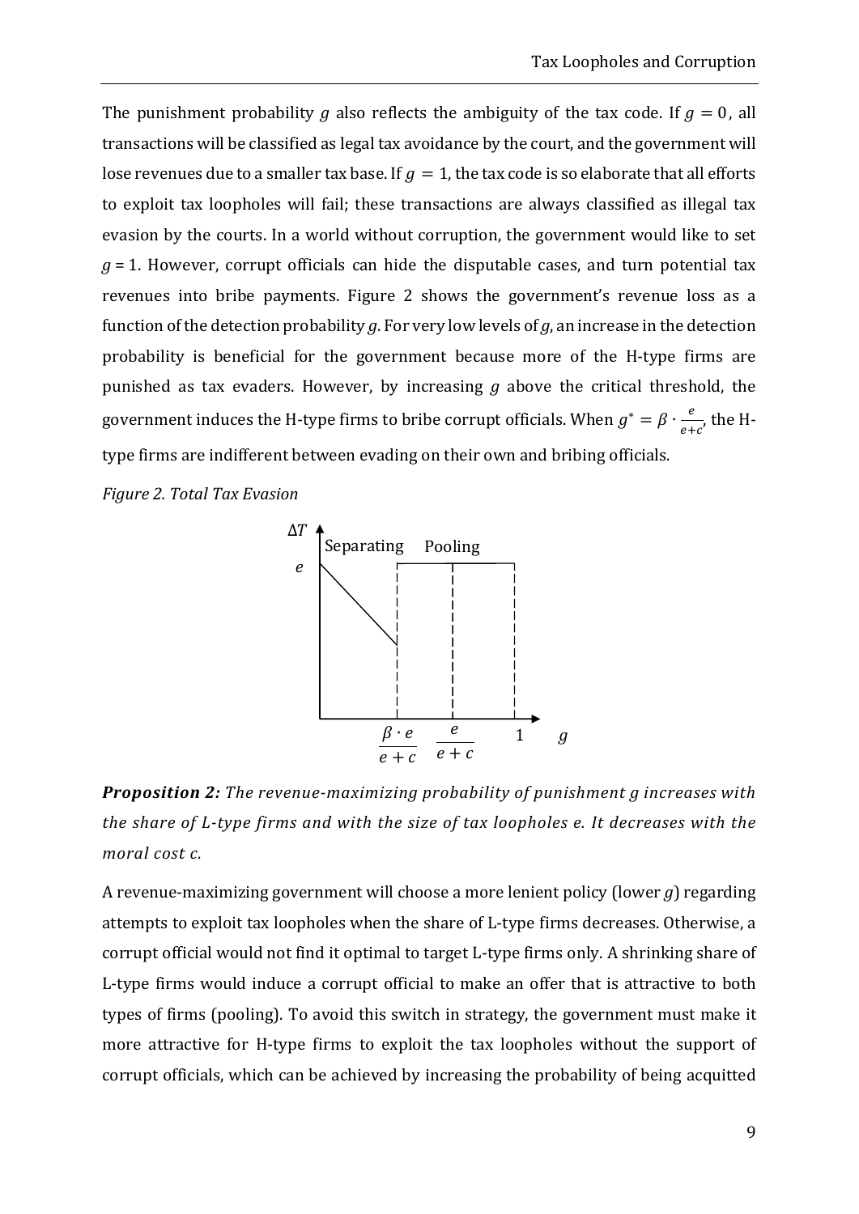The punishment probability $g$ also reflects the ambiguity of the tax code. If $g = 0$, all transactions will be classified as legal tax avoidance by the court, and the government will lose revenues due to a smaller tax base. If $g = 1$, the tax code is so elaborate that all efforts to exploit tax loopholes will fail; these transactions are always classified as illegal tax evasion by the courts. In a world without corruption, the government would like to set $g = 1$. However, corrupt officials can hide the disputable cases, and turn potential tax revenues into bribe payments. Figure 2 shows the government's revenue loss as a function of the detection probability $g$. For very low levels of $g$, an increase in the detection probability is beneficial for the government because more of the H-type firms are punished as tax evaders. However, by increasing $g$ above the critical threshold, the government induces the H-type firms to bribe corrupt officials. When $g^* = \beta \cdot \frac{e}{e+c}$, the H-type firms are indifferent between evading on their own and bribing officials.

*Figure 2. Total Tax Evasion*

***Proposition 2:*** *The revenue-maximizing probability of punishment g increases with the share of L-type firms and with the size of tax loopholes e. It decreases with the moral cost c.*

A revenue-maximizing government will choose a more lenient policy (lower $g$) regarding attempts to exploit tax loopholes when the share of L-type firms decreases. Otherwise, a corrupt official would not find it optimal to target L-type firms only. A shrinking share of L-type firms would induce a corrupt official to make an offer that is attractive to both types of firms (pooling). To avoid this switch in strategy, the government must make it more attractive for H-type firms to exploit the tax loopholes without the support of corrupt officials, which can be achieved by increasing the probability of being acquitted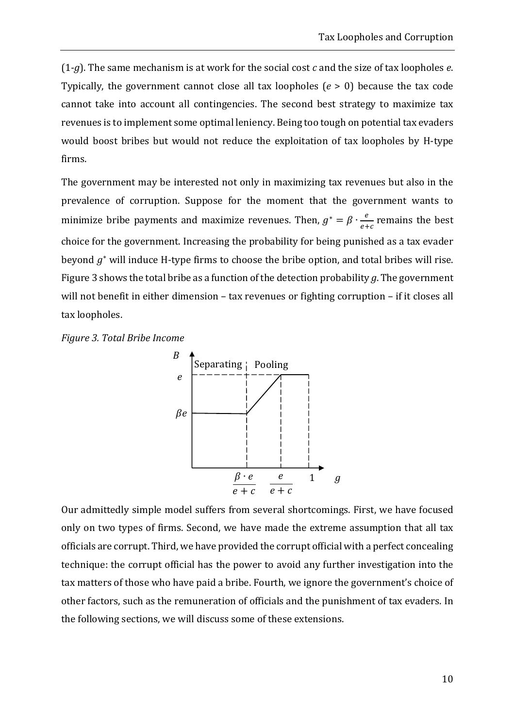(1-$g$). The same mechanism is at work for the social cost $c$ and the size of tax loopholes $e$. Typically, the government cannot close all tax loopholes ($e > 0$) because the tax code cannot take into account all contingencies. The second best strategy to maximize tax revenues is to implement some optimal leniency. Being too tough on potential tax evaders would boost bribes but would not reduce the exploitation of tax loopholes by H-type firms.

The government may be interested not only in maximizing tax revenues but also in the prevalence of corruption. Suppose for the moment that the government wants to minimize bribe payments and maximize revenues. Then, $g^* = \beta \cdot \frac{e}{e+c}$ remains the best choice for the government. Increasing the probability for being punished as a tax evader beyond $g^*$ will induce H-type firms to choose the bribe option, and total bribes will rise. Figure 3 shows the total bribe as a function of the detection probability $g$. The government will not benefit in either dimension – tax revenues or fighting corruption – if it closes all tax loopholes.

*Figure 3. Total Bribe Income*

Our admittedly simple model suffers from several shortcomings. First, we have focused only on two types of firms. Second, we have made the extreme assumption that all tax officials are corrupt. Third, we have provided the corrupt official with a perfect concealing technique: the corrupt official has the power to avoid any further investigation into the tax matters of those who have paid a bribe. Fourth, we ignore the government's choice of other factors, such as the remuneration of officials and the punishment of tax evaders. In the following sections, we will discuss some of these extensions.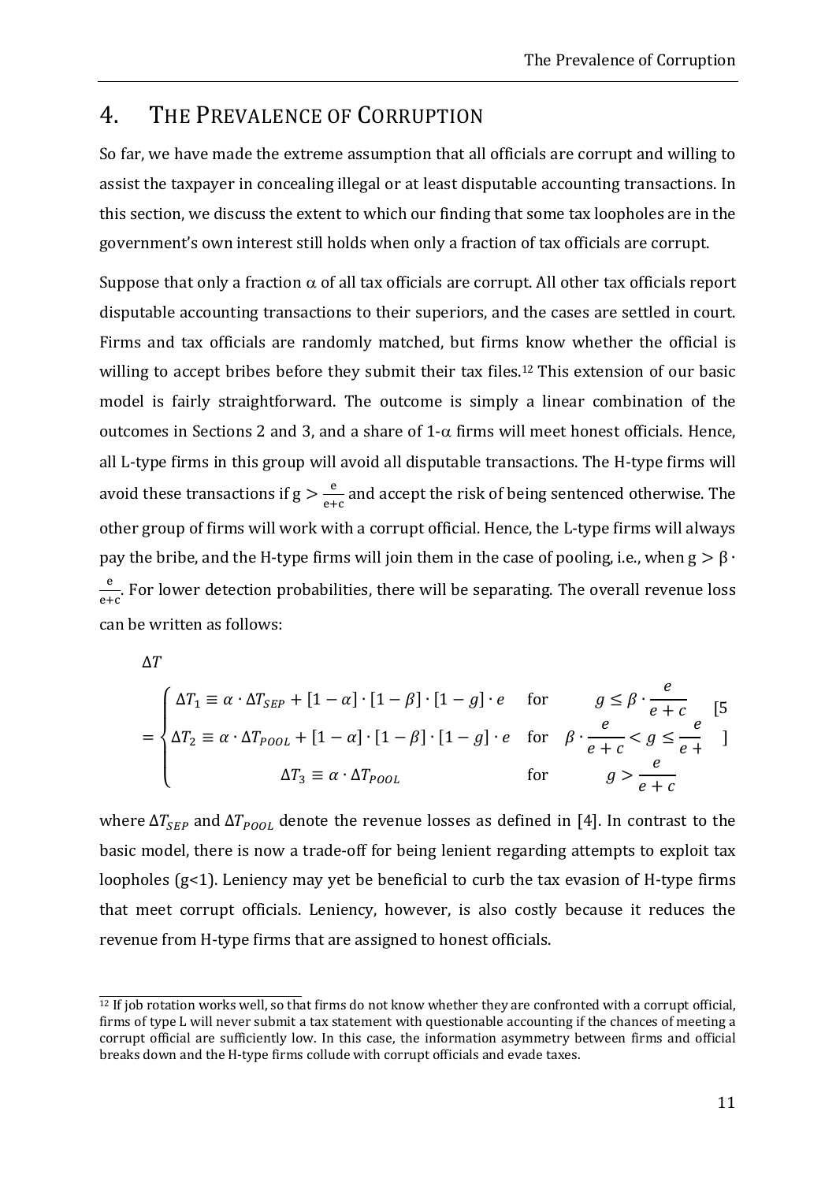## 4. The Prevalence of Corruption

So far, we have made the extreme assumption that all officials are corrupt and willing to assist the taxpayer in concealing illegal or at least disputable accounting transactions. In this section, we discuss the extent to which our finding that some tax loopholes are in the government's own interest still holds when only a fraction of tax officials are corrupt.

Suppose that only a fraction $\alpha$ of all tax officials are corrupt. All other tax officials report disputable accounting transactions to their superiors, and the cases are settled in court. Firms and tax officials are randomly matched, but firms know whether the official is willing to accept bribes before they submit their tax files.[12] This extension of our basic model is fairly straightforward. The outcome is simply a linear combination of the outcomes in Sections 2 and 3, and a share of $1\text{-}\alpha$ firms will meet honest officials. Hence, all L-type firms in this group will avoid all disputable transactions. The H-type firms will avoid these transactions if $g > \frac{e}{e+c}$ and accept the risk of being sentenced otherwise. The other group of firms will work with a corrupt official. Hence, the L-type firms will always pay the bribe, and the H-type firms will join them in the case of pooling, i.e., when $g > \beta \cdot \frac{e}{e+c}$. For lower detection probabilities, there will be separating. The overall revenue loss can be written as follows:

$$\Delta T = \begin{cases} \Delta T_1 \equiv \alpha \cdot \Delta T_{SEP} + [1-\alpha] \cdot [1-\beta] \cdot [1-g] \cdot e & \text{for} \quad g \leq \beta \cdot \frac{e}{e+c} \\ \Delta T_2 \equiv \alpha \cdot \Delta T_{POOL} + [1-\alpha] \cdot [1-\beta] \cdot [1-g] \cdot e & \text{for} \quad \beta \cdot \frac{e}{e+c} < g \leq \frac{e}{e+} \\ \Delta T_3 \equiv \alpha \cdot \Delta T_{POOL} & \text{for} \quad g > \frac{e}{e+c} \end{cases} \quad [5]$$

where $\Delta T_{SEP}$ and $\Delta T_{POOL}$ denote the revenue losses as defined in [4]. In contrast to the basic model, there is now a trade-off for being lenient regarding attempts to exploit tax loopholes ($g<1$). Leniency may yet be beneficial to curb the tax evasion of H-type firms that meet corrupt officials. Leniency, however, is also costly because it reduces the revenue from H-type firms that are assigned to honest officials.

[12] If job rotation works well, so that firms do not know whether they are confronted with a corrupt official, firms of type L will never submit a tax statement with questionable accounting if the chances of meeting a corrupt official are sufficiently low. In this case, the information asymmetry between firms and official breaks down and the H-type firms collude with corrupt officials and evade taxes.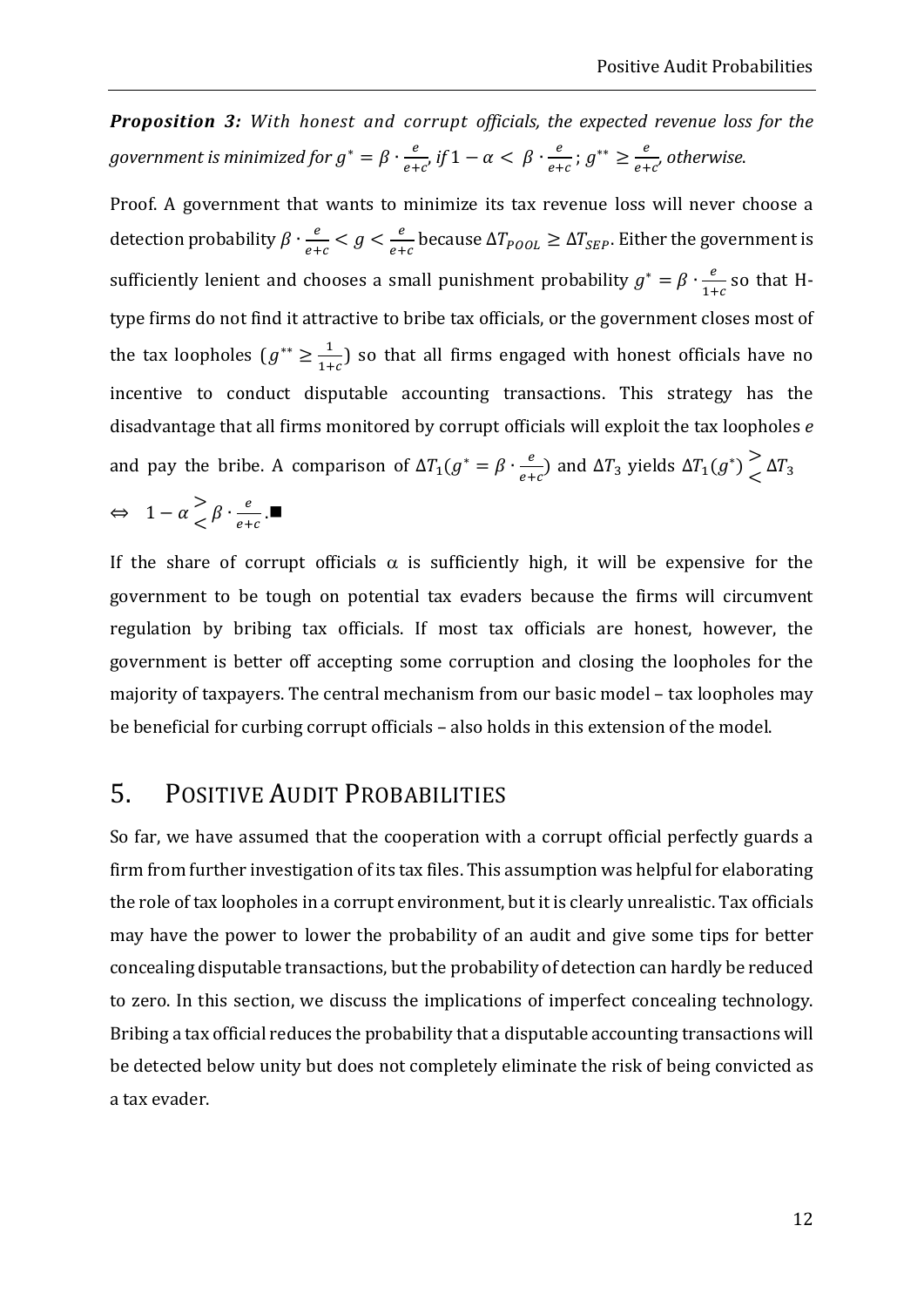***Proposition 3:*** *With honest and corrupt officials, the expected revenue loss for the government is minimized for* $g^* = \beta \cdot \frac{e}{e+c}$*, if* $1 - \alpha < \beta \cdot \frac{e}{e+c}$*;* $g^{**} \geq \frac{e}{e+c}$*, otherwise.*

Proof. A government that wants to minimize its tax revenue loss will never choose a detection probability $\beta \cdot \frac{e}{e+c} < g < \frac{e}{e+c}$ because $\Delta T_{POOL} \geq \Delta T_{SEP}$. Either the government is sufficiently lenient and chooses a small punishment probability $g^* = \beta \cdot \frac{e}{1+c}$ so that H-type firms do not find it attractive to bribe tax officials, or the government closes most of the tax loopholes ($g^{**} \geq \frac{1}{1+c}$) so that all firms engaged with honest officials have no incentive to conduct disputable accounting transactions. This strategy has the disadvantage that all firms monitored by corrupt officials will exploit the tax loopholes $e$ and pay the bribe. A comparison of $\Delta T_1(g^* = \beta \cdot \frac{e}{e+c})$ and $\Delta T_3$ yields $\Delta T_1(g^*) \gtrless \Delta T_3$ $\Leftrightarrow \quad 1 - \alpha \gtrless \beta \cdot \frac{e}{e+c}$.■

If the share of corrupt officials $\alpha$ is sufficiently high, it will be expensive for the government to be tough on potential tax evaders because the firms will circumvent regulation by bribing tax officials. If most tax officials are honest, however, the government is better off accepting some corruption and closing the loopholes for the majority of taxpayers. The central mechanism from our basic model – tax loopholes may be beneficial for curbing corrupt officials – also holds in this extension of the model.

## 5. Positive Audit Probabilities

So far, we have assumed that the cooperation with a corrupt official perfectly guards a firm from further investigation of its tax files. This assumption was helpful for elaborating the role of tax loopholes in a corrupt environment, but it is clearly unrealistic. Tax officials may have the power to lower the probability of an audit and give some tips for better concealing disputable transactions, but the probability of detection can hardly be reduced to zero. In this section, we discuss the implications of imperfect concealing technology. Bribing a tax official reduces the probability that a disputable accounting transactions will be detected below unity but does not completely eliminate the risk of being convicted as a tax evader.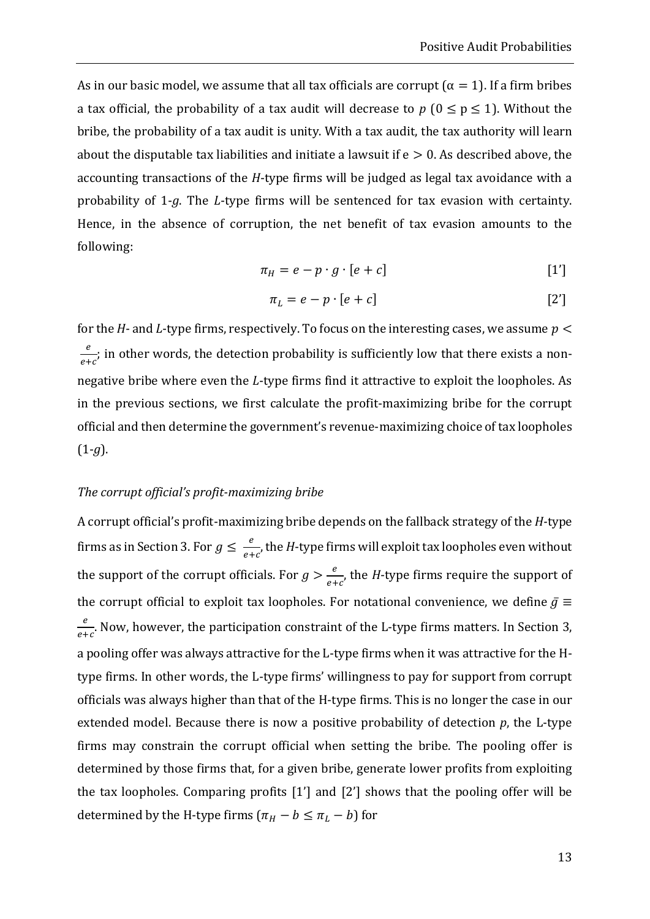As in our basic model, we assume that all tax officials are corrupt ($\alpha = 1$). If a firm bribes a tax official, the probability of a tax audit will decrease to $p$ ($0 \leq p \leq 1$). Without the bribe, the probability of a tax audit is unity. With a tax audit, the tax authority will learn about the disputable tax liabilities and initiate a lawsuit if $e > 0$. As described above, the accounting transactions of the *H*-type firms will be judged as legal tax avoidance with a probability of 1-*g*. The *L*-type firms will be sentenced for tax evasion with certainty. Hence, in the absence of corruption, the net benefit of tax evasion amounts to the following:

$$\pi_H = e - p \cdot g \cdot [e + c] \qquad [1']$$

$$\pi_L = e - p \cdot [e + c] \qquad [2']$$

for the *H*- and *L*-type firms, respectively. To focus on the interesting cases, we assume $p < \frac{e}{e+c}$; in other words, the detection probability is sufficiently low that there exists a non-negative bribe where even the *L*-type firms find it attractive to exploit the loopholes. As in the previous sections, we first calculate the profit-maximizing bribe for the corrupt official and then determine the government's revenue-maximizing choice of tax loopholes (1-*g*).

*The corrupt official's profit-maximizing bribe*

A corrupt official's profit-maximizing bribe depends on the fallback strategy of the *H*-type firms as in Section 3. For $g \leq \frac{e}{e+c}$, the *H*-type firms will exploit tax loopholes even without the support of the corrupt officials. For $g > \frac{e}{e+c}$, the *H*-type firms require the support of the corrupt official to exploit tax loopholes. For notational convenience, we define $\bar{g} \equiv \frac{e}{e+c}$. Now, however, the participation constraint of the L-type firms matters. In Section 3, a pooling offer was always attractive for the L-type firms when it was attractive for the H-type firms. In other words, the L-type firms' willingness to pay for support from corrupt officials was always higher than that of the H-type firms. This is no longer the case in our extended model. Because there is now a positive probability of detection $p$, the L-type firms may constrain the corrupt official when setting the bribe. The pooling offer is determined by those firms that, for a given bribe, generate lower profits from exploiting the tax loopholes. Comparing profits [1'] and [2'] shows that the pooling offer will be determined by the H-type firms ($\pi_H - b \leq \pi_L - b$) for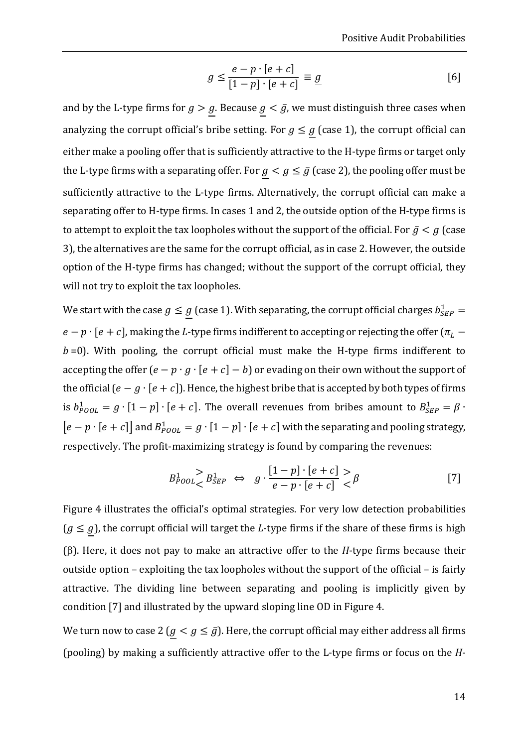$$g \leq \frac{e - p \cdot [e + c]}{[1 - p] \cdot [e + c]} \equiv \underline{g} \qquad [6]$$

and by the L-type firms for $g > \underline{g}$. Because $\underline{g} < \bar{g}$, we must distinguish three cases when analyzing the corrupt official's bribe setting. For $g \leq \underline{g}$ (case 1), the corrupt official can either make a pooling offer that is sufficiently attractive to the H-type firms or target only the L-type firms with a separating offer. For $\underline{g} < g \leq \bar{g}$ (case 2), the pooling offer must be sufficiently attractive to the L-type firms. Alternatively, the corrupt official can make a separating offer to H-type firms. In cases 1 and 2, the outside option of the H-type firms is to attempt to exploit the tax loopholes without the support of the official. For $\bar{g} < g$ (case 3), the alternatives are the same for the corrupt official, as in case 2. However, the outside option of the H-type firms has changed; without the support of the corrupt official, they will not try to exploit the tax loopholes.

We start with the case $g \leq \underline{g}$ (case 1). With separating, the corrupt official charges $b_{SEP}^{1} = e - p \cdot [e + c]$, making the *L*-type firms indifferent to accepting or rejecting the offer ($\pi_L - b = 0$). With pooling, the corrupt official must make the H-type firms indifferent to accepting the offer ($e - p \cdot g \cdot [e + c] - b$) or evading on their own without the support of the official ($e - g \cdot [e + c]$). Hence, the highest bribe that is accepted by both types of firms is $b_{POOL}^{1} = g \cdot [1 - p] \cdot [e + c]$. The overall revenues from bribes amount to $B_{SEP}^{1} = \beta \cdot [e - p \cdot [e + c]]$ and $B_{POOL}^{1} = g \cdot [1 - p] \cdot [e + c]$ with the separating and pooling strategy, respectively. The profit-maximizing strategy is found by comparing the revenues:

$$B_{POOL}^{1} \gtrless B_{SEP}^{1} \iff g \cdot \frac{[1 - p] \cdot [e + c]}{e - p \cdot [e + c]} \gtrless \beta \qquad [7]$$

Figure 4 illustrates the official's optimal strategies. For very low detection probabilities ($g \leq \underline{g}$), the corrupt official will target the *L*-type firms if the share of these firms is high (β). Here, it does not pay to make an attractive offer to the *H*-type firms because their outside option – exploiting the tax loopholes without the support of the official – is fairly attractive. The dividing line between separating and pooling is implicitly given by condition [7] and illustrated by the upward sloping line OD in Figure 4.

We turn now to case 2 ($\underline{g} < g \leq \bar{g}$). Here, the corrupt official may either address all firms (pooling) by making a sufficiently attractive offer to the L-type firms or focus on the *H*-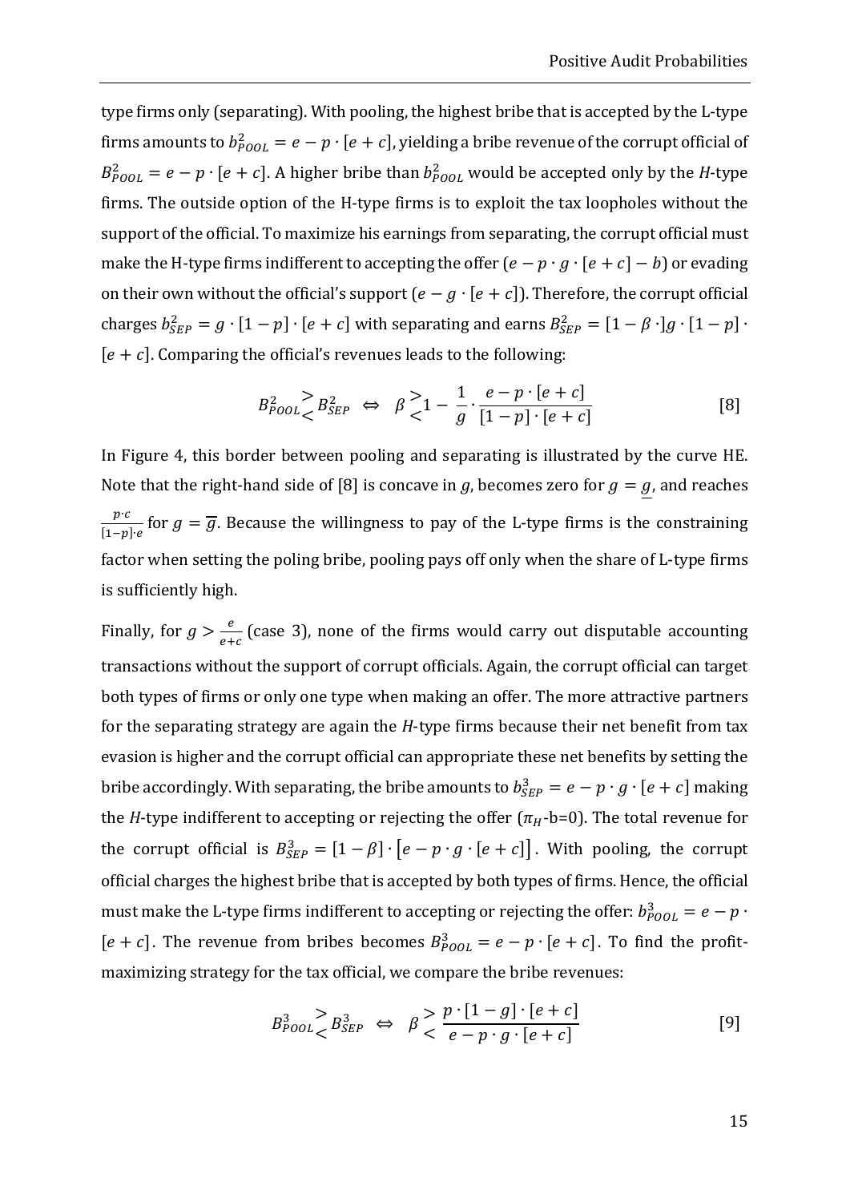type firms only (separating). With pooling, the highest bribe that is accepted by the L-type firms amounts to $b^2_{POOL} = e - p \cdot [e + c]$, yielding a bribe revenue of the corrupt official of $B^2_{POOL} = e - p \cdot [e + c]$. A higher bribe than $b^2_{POOL}$ would be accepted only by the *H*-type firms. The outside option of the H-type firms is to exploit the tax loopholes without the support of the official. To maximize his earnings from separating, the corrupt official must make the H-type firms indifferent to accepting the offer ($e - p \cdot g \cdot [e + c] - b$) or evading on their own without the official's support ($e - g \cdot [e + c]$). Therefore, the corrupt official charges $b^2_{SEP} = g \cdot [1 - p] \cdot [e + c]$ with separating and earns $B^2_{SEP} = [1 - \beta \cdot] g \cdot [1 - p] \cdot [e + c]$. Comparing the official's revenues leads to the following:

$$B^2_{POOL} \gtrless B^2_{SEP} \iff \beta \gtrless 1 - \frac{1}{g} \cdot \frac{e - p \cdot [e + c]}{[1 - p] \cdot [e + c]} \qquad [8]$$

In Figure 4, this border between pooling and separating is illustrated by the curve HE. Note that the right-hand side of [8] is concave in $g$, becomes zero for $g = \underline{g}$, and reaches $\frac{p \cdot c}{[1-p] \cdot e}$ for $g = \overline{g}$. Because the willingness to pay of the L-type firms is the constraining factor when setting the poling bribe, pooling pays off only when the share of L-type firms is sufficiently high.

Finally, for $g > \frac{e}{e+c}$ (case 3), none of the firms would carry out disputable accounting transactions without the support of corrupt officials. Again, the corrupt official can target both types of firms or only one type when making an offer. The more attractive partners for the separating strategy are again the *H*-type firms because their net benefit from tax evasion is higher and the corrupt official can appropriate these net benefits by setting the bribe accordingly. With separating, the bribe amounts to $b^3_{SEP} = e - p \cdot g \cdot [e + c]$ making the *H*-type indifferent to accepting or rejecting the offer ($\pi_H$-b=0). The total revenue for the corrupt official is $B^3_{SEP} = [1 - \beta] \cdot \left[e - p \cdot g \cdot [e + c]\right]$. With pooling, the corrupt official charges the highest bribe that is accepted by both types of firms. Hence, the official must make the L-type firms indifferent to accepting or rejecting the offer: $b^3_{POOL} = e - p \cdot [e + c]$. The revenue from bribes becomes $B^3_{POOL} = e - p \cdot [e + c]$. To find the profit-maximizing strategy for the tax official, we compare the bribe revenues:

$$B^3_{POOL} \gtrless B^3_{SEP} \iff \beta \gtrless \frac{p \cdot [1 - g] \cdot [e + c]}{e - p \cdot g \cdot [e + c]} \qquad [9]$$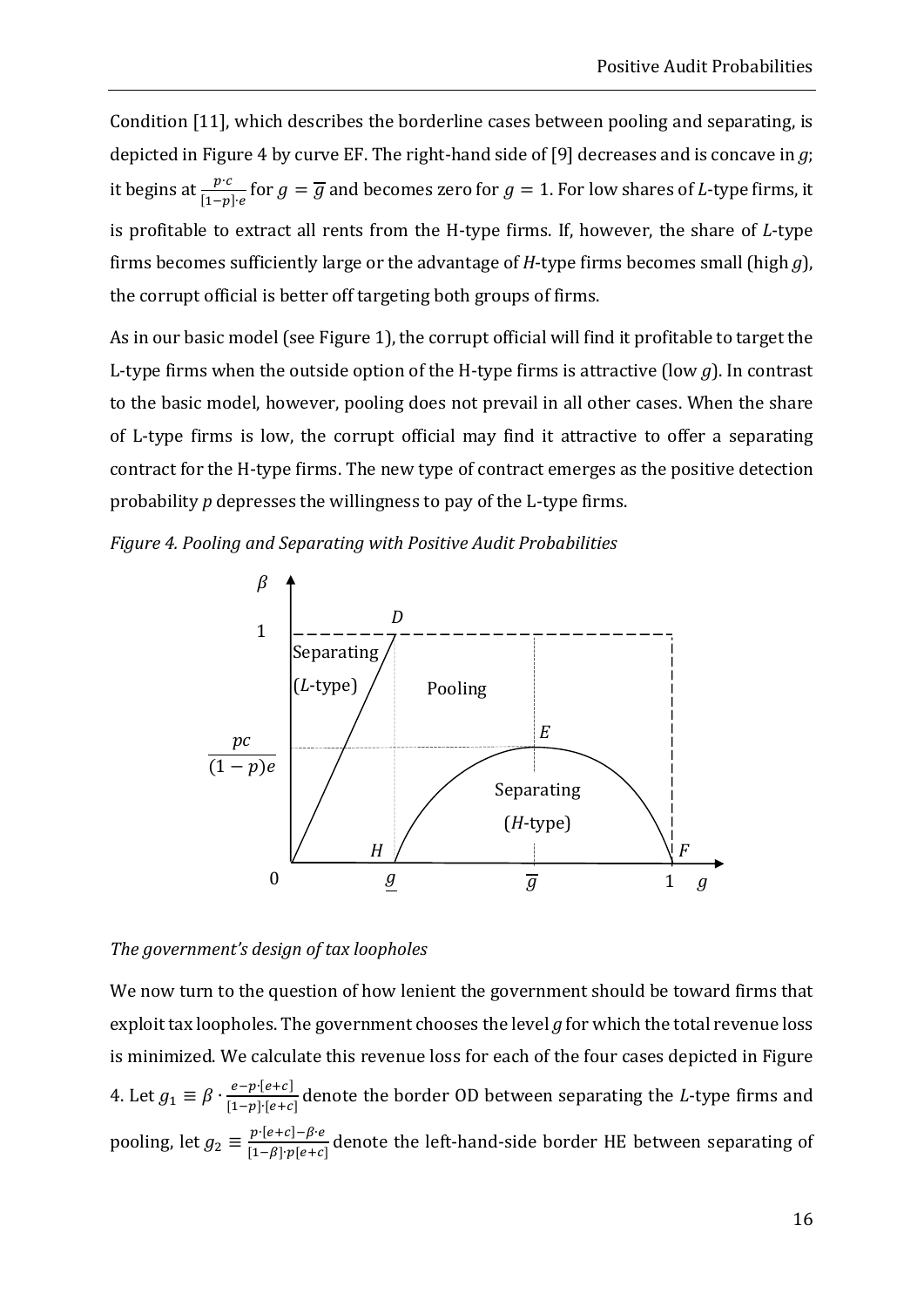Condition [11], which describes the borderline cases between pooling and separating, is depicted in Figure 4 by curve EF. The right-hand side of [9] decreases and is concave in $g$; it begins at $\frac{p \cdot c}{[1-p] \cdot e}$ for $g = \overline{g}$ and becomes zero for $g = 1$. For low shares of $L$-type firms, it is profitable to extract all rents from the H-type firms. If, however, the share of $L$-type firms becomes sufficiently large or the advantage of $H$-type firms becomes small (high $g$), the corrupt official is better off targeting both groups of firms.

As in our basic model (see Figure 1), the corrupt official will find it profitable to target the L-type firms when the outside option of the H-type firms is attractive (low $g$). In contrast to the basic model, however, pooling does not prevail in all other cases. When the share of L-type firms is low, the corrupt official may find it attractive to offer a separating contract for the H-type firms. The new type of contract emerges as the positive detection probability $p$ depresses the willingness to pay of the L-type firms.

*Figure 4. Pooling and Separating with Positive Audit Probabilities*

*The government's design of tax loopholes*

We now turn to the question of how lenient the government should be toward firms that exploit tax loopholes. The government chooses the level $g$ for which the total revenue loss is minimized. We calculate this revenue loss for each of the four cases depicted in Figure 4. Let $g_1 \equiv \beta \cdot \frac{e-p \cdot [e+c]}{[1-p] \cdot [e+c]}$ denote the border OD between separating the $L$-type firms and pooling, let $g_2 \equiv \frac{p \cdot [e+c] - \beta \cdot e}{[1-\beta] \cdot p[e+c]}$ denote the left-hand-side border HE between separating of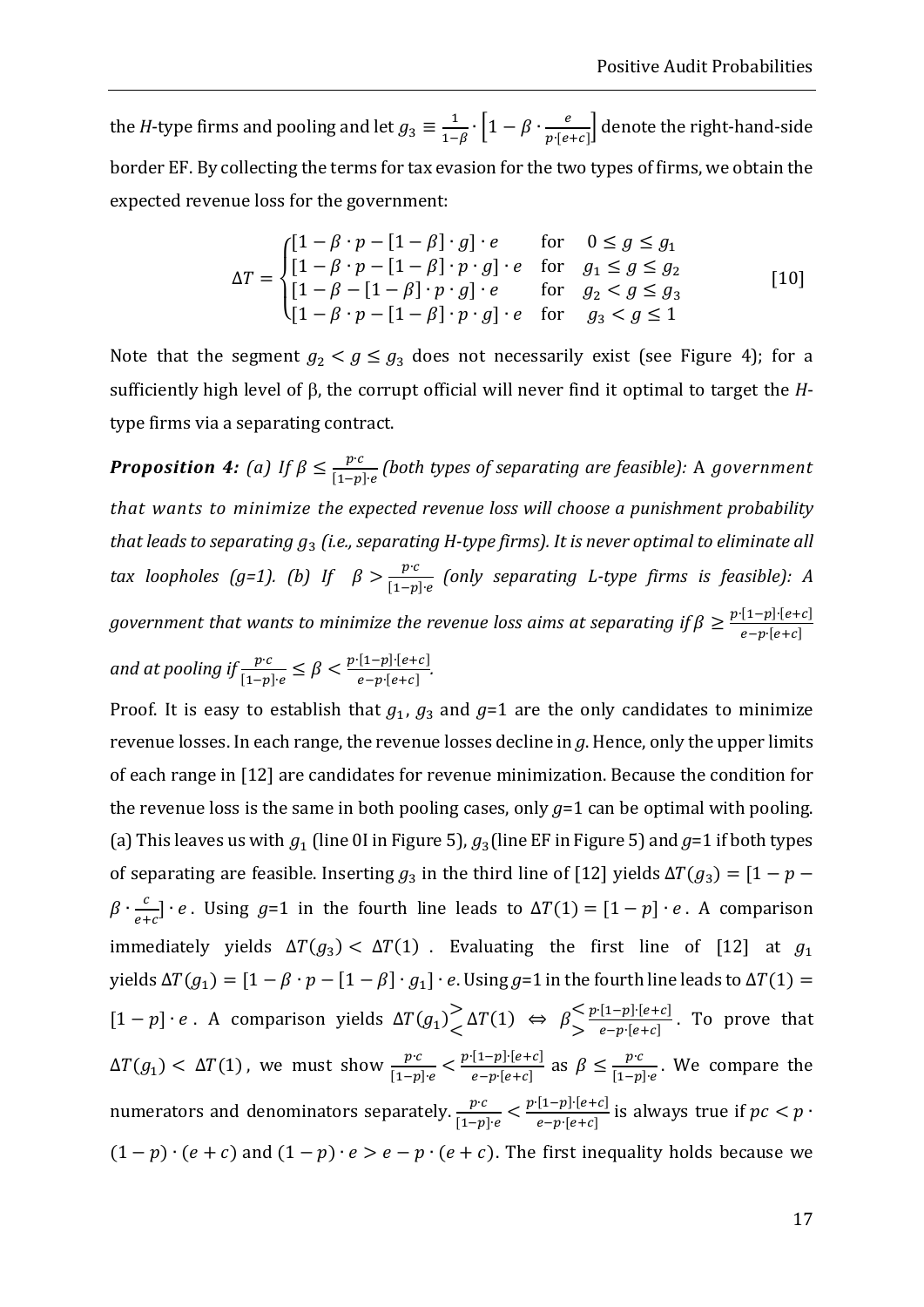the *H*-type firms and pooling and let $g_3 \equiv \frac{1}{1-\beta} \cdot \left[1 - \beta \cdot \frac{e}{p \cdot [e+c]}\right]$ denote the right-hand-side border EF. By collecting the terms for tax evasion for the two types of firms, we obtain the expected revenue loss for the government:

$$\Delta T = \begin{cases} [1 - \beta \cdot p - [1-\beta] \cdot g] \cdot e & \text{for} \quad 0 \leq g \leq g_1 \\ [1 - \beta \cdot p - [1-\beta] \cdot p \cdot g] \cdot e & \text{for} \quad g_1 \leq g \leq g_2 \\ [1 - \beta - [1-\beta] \cdot p \cdot g] \cdot e & \text{for} \quad g_2 < g \leq g_3 \\ [1 - \beta \cdot p - [1-\beta] \cdot p \cdot g] \cdot e & \text{for} \quad g_3 < g \leq 1 \end{cases} \qquad [10]$$

Note that the segment $g_2 < g \leq g_3$ does not necessarily exist (see Figure 4); for a sufficiently high level of β, the corrupt official will never find it optimal to target the *H*-type firms via a separating contract.

***Proposition 4:*** *(a) If $\beta \leq \frac{p \cdot c}{[1-p] \cdot e}$ (both types of separating are feasible): A government that wants to minimize the expected revenue loss will choose a punishment probability that leads to separating $g_3$ (i.e., separating H-type firms). It is never optimal to eliminate all tax loopholes (g=1). (b) If $\beta > \frac{p \cdot c}{[1-p] \cdot e}$ (only separating L-type firms is feasible): A government that wants to minimize the revenue loss aims at separating if $\beta \geq \frac{p \cdot [1-p] \cdot [e+c]}{e - p \cdot [e+c]}$ and at pooling if $\frac{p \cdot c}{[1-p] \cdot e} \leq \beta < \frac{p \cdot [1-p] \cdot [e+c]}{e - p \cdot [e+c]}$.*

Proof. It is easy to establish that $g_1$, $g_3$ and $g$=1 are the only candidates to minimize revenue losses. In each range, the revenue losses decline in $g$. Hence, only the upper limits of each range in [12] are candidates for revenue minimization. Because the condition for the revenue loss is the same in both pooling cases, only $g$=1 can be optimal with pooling. (a) This leaves us with $g_1$ (line 0I in Figure 5), $g_3$ (line EF in Figure 5) and $g$=1 if both types of separating are feasible. Inserting $g_3$ in the third line of [12] yields $\Delta T(g_3) = [1 - p - \beta \cdot \frac{c}{e+c}] \cdot e$. Using $g$=1 in the fourth line leads to $\Delta T(1) = [1-p] \cdot e$. A comparison immediately yields $\Delta T(g_3) < \Delta T(1)$. Evaluating the first line of [12] at $g_1$ yields $\Delta T(g_1) = [1 - \beta \cdot p - [1-\beta] \cdot g_1] \cdot e$. Using $g$=1 in the fourth line leads to $\Delta T(1) = [1-p] \cdot e$. A comparison yields $\Delta T(g_1) \gtrless \Delta T(1) \Leftrightarrow \beta \lessgtr \frac{p \cdot [1-p] \cdot [e+c]}{e - p \cdot [e+c]}$. To prove that $\Delta T(g_1) < \Delta T(1)$, we must show $\frac{p \cdot c}{[1-p] \cdot e} < \frac{p \cdot [1-p] \cdot [e+c]}{e - p \cdot [e+c]}$ as $\beta \leq \frac{p \cdot c}{[1-p] \cdot e}$. We compare the numerators and denominators separately. $\frac{p \cdot c}{[1-p] \cdot e} < \frac{p \cdot [1-p] \cdot [e+c]}{e - p \cdot [e+c]}$ is always true if $pc < p \cdot (1-p) \cdot (e+c)$ and $(1-p) \cdot e > e - p \cdot (e+c)$. The first inequality holds because we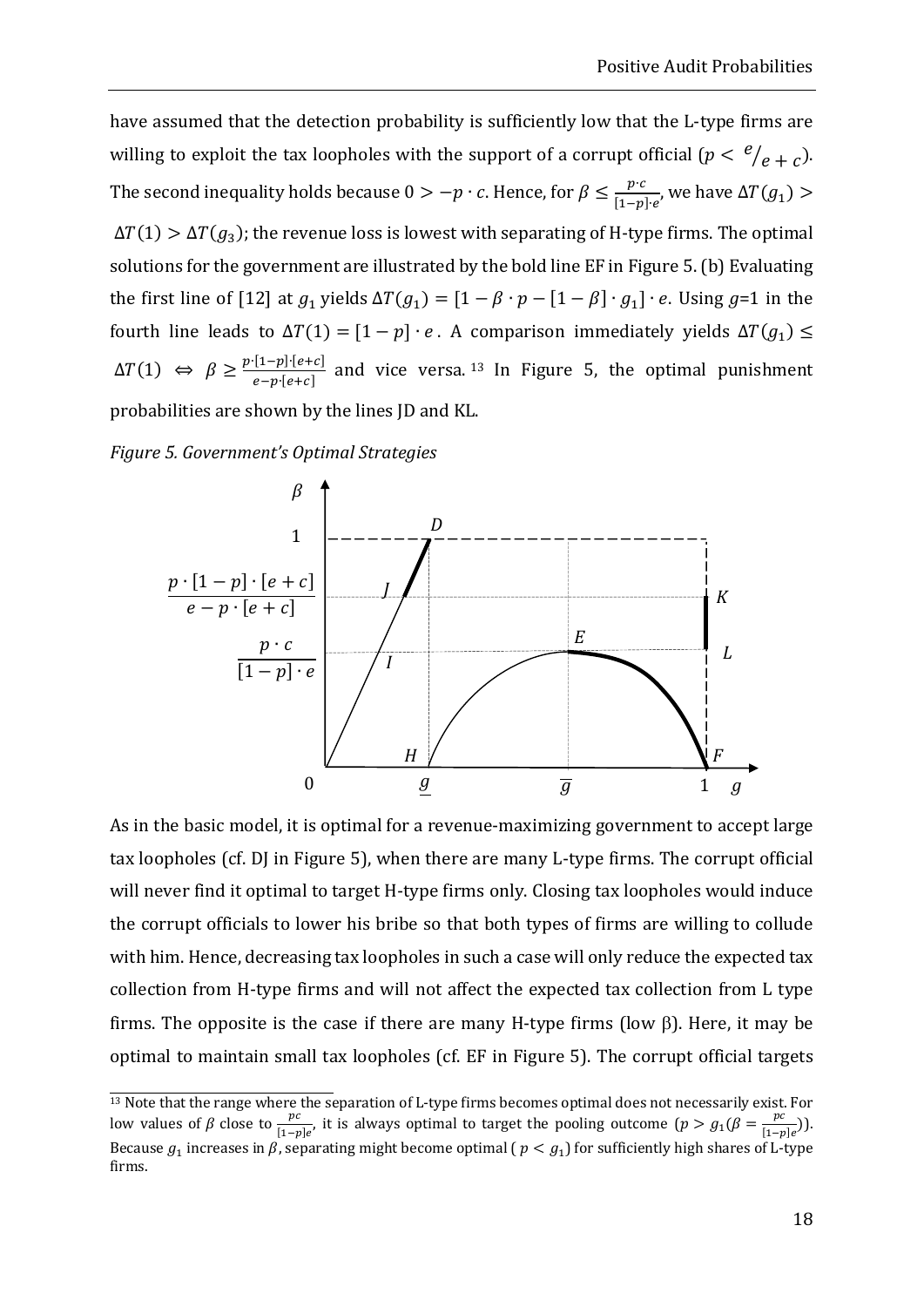have assumed that the detection probability is sufficiently low that the L-type firms are willing to exploit the tax loopholes with the support of a corrupt official ($p < {}^{e}/_{e+c}$). The second inequality holds because $0 > -p \cdot c$. Hence, for $\beta \leq \frac{p \cdot c}{[1-p] \cdot e}$, we have $\Delta T(g_1) > \Delta T(1) > \Delta T(g_3)$; the revenue loss is lowest with separating of H-type firms. The optimal solutions for the government are illustrated by the bold line EF in Figure 5. (b) Evaluating the first line of [12] at $g_1$ yields $\Delta T(g_1) = [1 - \beta \cdot p - [1 - \beta] \cdot g_1] \cdot e$. Using $g$=1 in the fourth line leads to $\Delta T(1) = [1 - p] \cdot e$. A comparison immediately yields $\Delta T(g_1) \leq \Delta T(1) \Leftrightarrow \beta \geq \frac{p \cdot [1-p] \cdot [e+c]}{e - p \cdot [e+c]}$ and vice versa.[13] In Figure 5, the optimal punishment probabilities are shown by the lines JD and KL.

*Figure 5. Government's Optimal Strategies*

As in the basic model, it is optimal for a revenue-maximizing government to accept large tax loopholes (cf. DJ in Figure 5), when there are many L-type firms. The corrupt official will never find it optimal to target H-type firms only. Closing tax loopholes would induce the corrupt officials to lower his bribe so that both types of firms are willing to collude with him. Hence, decreasing tax loopholes in such a case will only reduce the expected tax collection from H-type firms and will not affect the expected tax collection from L type firms. The opposite is the case if there are many H-type firms (low β). Here, it may be optimal to maintain small tax loopholes (cf. EF in Figure 5). The corrupt official targets

[13] Note that the range where the separation of L-type firms becomes optimal does not necessarily exist. For low values of $\beta$ close to $\frac{pc}{[1-p]e}$, it is always optimal to target the pooling outcome ($p > g_1(\beta = \frac{pc}{[1-p]e})$). Because $g_1$ increases in $\beta$, separating might become optimal ( $p < g_1$) for sufficiently high shares of L-type firms.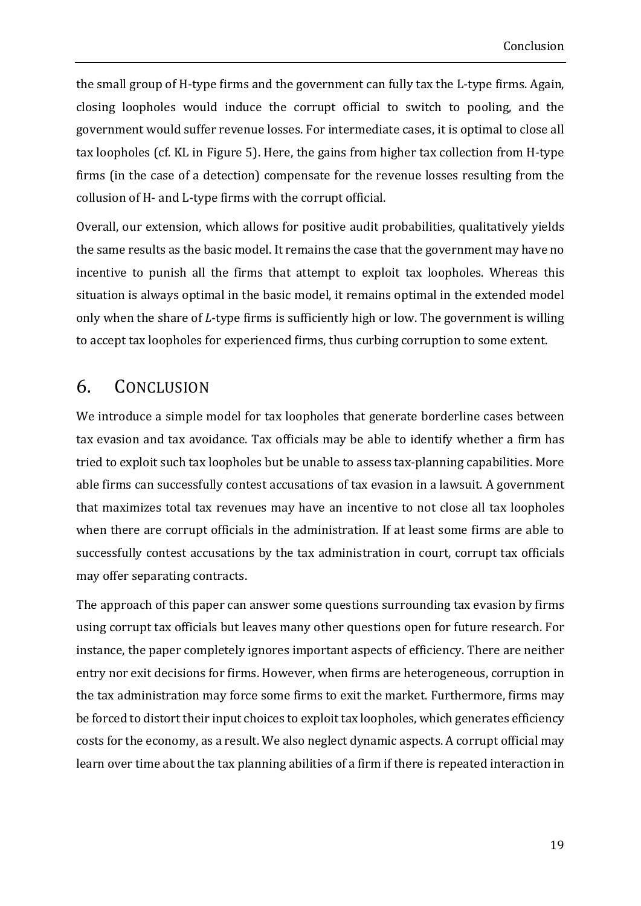the small group of H-type firms and the government can fully tax the L-type firms. Again, closing loopholes would induce the corrupt official to switch to pooling, and the government would suffer revenue losses. For intermediate cases, it is optimal to close all tax loopholes (cf. KL in Figure 5). Here, the gains from higher tax collection from H-type firms (in the case of a detection) compensate for the revenue losses resulting from the collusion of H- and L-type firms with the corrupt official.

Overall, our extension, which allows for positive audit probabilities, qualitatively yields the same results as the basic model. It remains the case that the government may have no incentive to punish all the firms that attempt to exploit tax loopholes. Whereas this situation is always optimal in the basic model, it remains optimal in the extended model only when the share of *L*-type firms is sufficiently high or low. The government is willing to accept tax loopholes for experienced firms, thus curbing corruption to some extent.

## 6. Conclusion

We introduce a simple model for tax loopholes that generate borderline cases between tax evasion and tax avoidance. Tax officials may be able to identify whether a firm has tried to exploit such tax loopholes but be unable to assess tax-planning capabilities. More able firms can successfully contest accusations of tax evasion in a lawsuit. A government that maximizes total tax revenues may have an incentive to not close all tax loopholes when there are corrupt officials in the administration. If at least some firms are able to successfully contest accusations by the tax administration in court, corrupt tax officials may offer separating contracts.

The approach of this paper can answer some questions surrounding tax evasion by firms using corrupt tax officials but leaves many other questions open for future research. For instance, the paper completely ignores important aspects of efficiency. There are neither entry nor exit decisions for firms. However, when firms are heterogeneous, corruption in the tax administration may force some firms to exit the market. Furthermore, firms may be forced to distort their input choices to exploit tax loopholes, which generates efficiency costs for the economy, as a result. We also neglect dynamic aspects. A corrupt official may learn over time about the tax planning abilities of a firm if there is repeated interaction in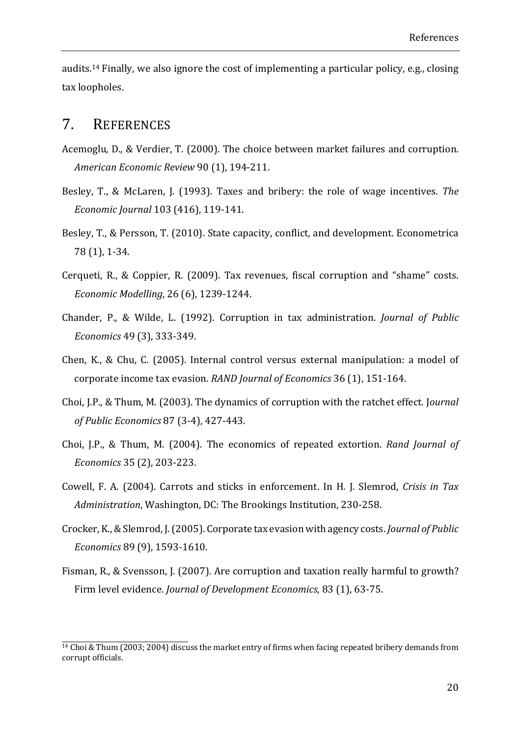audits.[14] Finally, we also ignore the cost of implementing a particular policy, e.g., closing tax loopholes.

# 7. REFERENCES

Acemoglu, D., & Verdier, T. (2000). The choice between market failures and corruption. *American Economic Review* 90 (1), 194-211.

Besley, T., & McLaren, J. (1993). Taxes and bribery: the role of wage incentives. *The Economic Journal* 103 (416), 119-141.

Besley, T., & Persson, T. (2010). State capacity, conflict, and development. Econometrica 78 (1), 1-34.

Cerqueti, R., & Coppier, R. (2009). Tax revenues, fiscal corruption and "shame" costs. *Economic Modelling*, 26 (6), 1239-1244.

Chander, P., & Wilde, L. (1992). Corruption in tax administration. *Journal of Public Economics* 49 (3), 333-349.

Chen, K., & Chu, C. (2005). Internal control versus external manipulation: a model of corporate income tax evasion. *RAND Journal of Economics* 36 (1), 151-164.

Choi, J.P., & Thum, M. (2003). The dynamics of corruption with the ratchet effect. J*ournal of Public Economics* 87 (3-4), 427-443.

Choi, J.P., & Thum, M. (2004). The economics of repeated extortion. *Rand Journal of Economics* 35 (2), 203-223.

Cowell, F. A. (2004). Carrots and sticks in enforcement. In H. J. Slemrod, *Crisis in Tax Administration*, Washington, DC: The Brookings Institution, 230-258.

Crocker, K., & Slemrod, J. (2005). Corporate tax evasion with agency costs. *Journal of Public Economics* 89 (9), 1593-1610.

Fisman, R., & Svensson, J. (2007). Are corruption and taxation really harmful to growth? Firm level evidence. *Journal of Development Economics*, 83 (1), 63-75.

[14] Choi & Thum (2003; 2004) discuss the market entry of firms when facing repeated bribery demands from corrupt officials.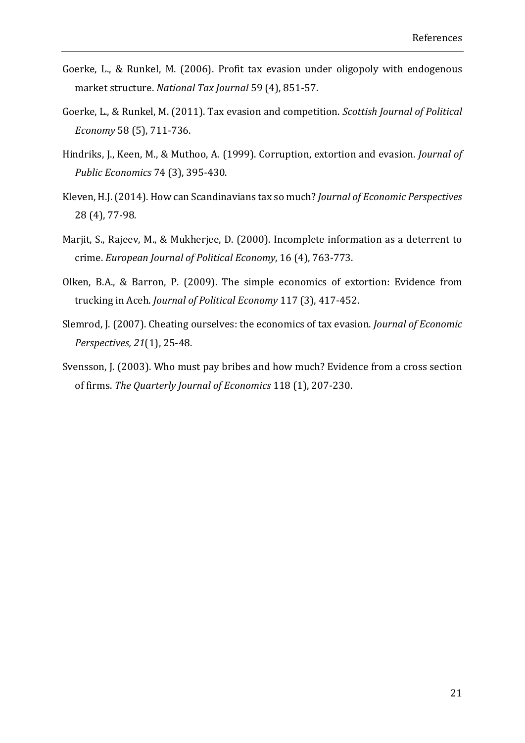Goerke, L., & Runkel, M. (2006). Profit tax evasion under oligopoly with endogenous market structure. *National Tax Journal* 59 (4), 851-57.

Goerke, L., & Runkel, M. (2011). Tax evasion and competition. *Scottish Journal of Political Economy* 58 (5), 711-736.

Hindriks, J., Keen, M., & Muthoo, A. (1999). Corruption, extortion and evasion. *Journal of Public Economics* 74 (3), 395-430.

Kleven, H.J. (2014). How can Scandinavians tax so much? *Journal of Economic Perspectives* 28 (4), 77-98.

Marjit, S., Rajeev, M., & Mukherjee, D. (2000). Incomplete information as a deterrent to crime. *European Journal of Political Economy*, 16 (4), 763-773.

Olken, B.A., & Barron, P. (2009). The simple economics of extortion: Evidence from trucking in Aceh. *Journal of Political Economy* 117 (3), 417-452.

Slemrod, J. (2007). Cheating ourselves: the economics of tax evasion. *Journal of Economic Perspectives, 21*(1), 25-48.

Svensson, J. (2003). Who must pay bribes and how much? Evidence from a cross section of firms. *The Quarterly Journal of Economics* 118 (1), 207-230.